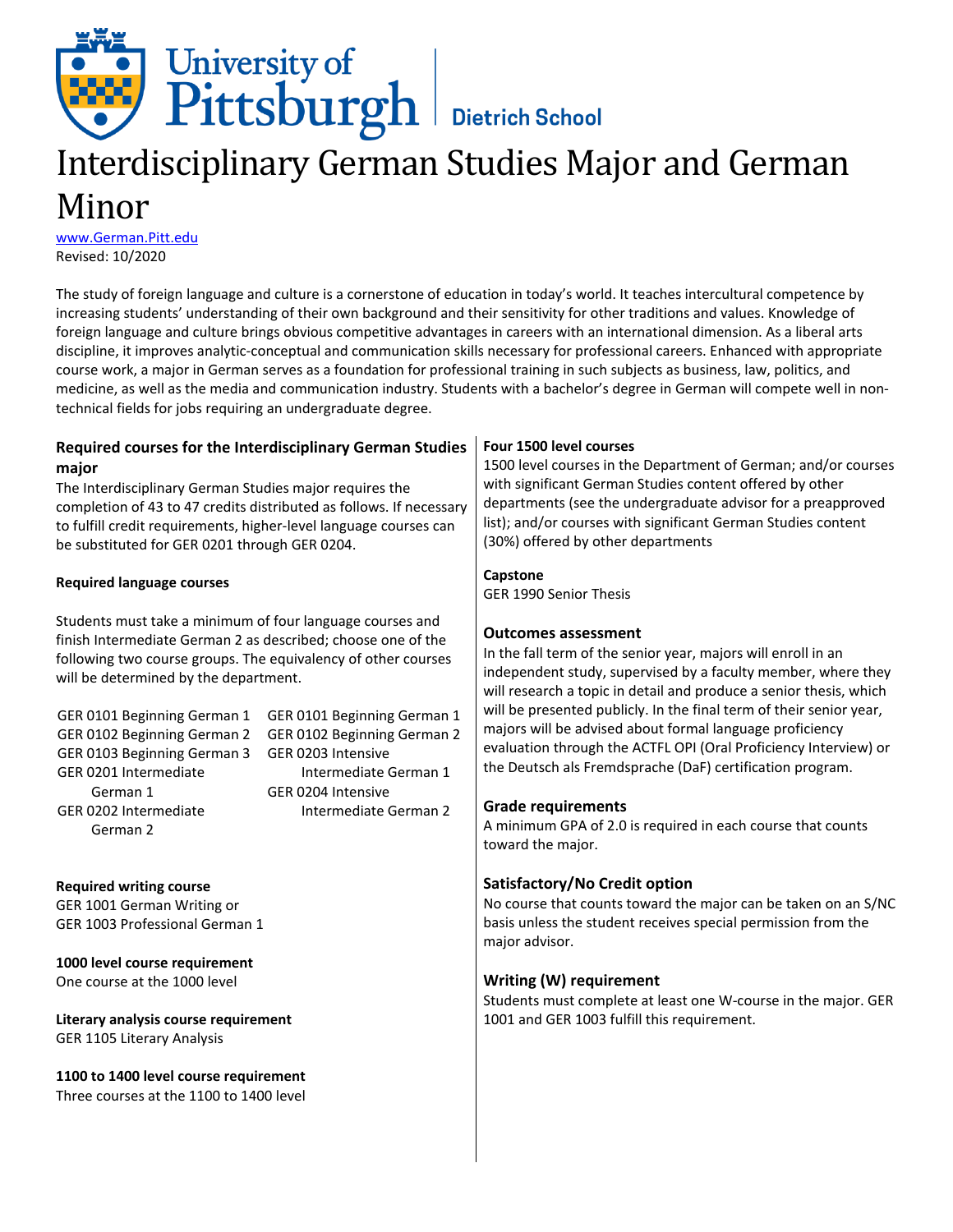University of Pittsburgh | Dietrich School

# Interdisciplinary German Studies Major and German Minor

www.German.Pitt.edu
Revised: 10/2020

The study of foreign language and culture is a cornerstone of education in today's world. It teaches intercultural competence by increasing students' understanding of their own background and their sensitivity for other traditions and values. Knowledge of foreign language and culture brings obvious competitive advantages in careers with an international dimension. As a liberal arts discipline, it improves analytic-conceptual and communication skills necessary for professional careers. Enhanced with appropriate course work, a major in German serves as a foundation for professional training in such subjects as business, law, politics, and medicine, as well as the media and communication industry. Students with a bachelor's degree in German will compete well in non-technical fields for jobs requiring an undergraduate degree.

## Required courses for the Interdisciplinary German Studies major

The Interdisciplinary German Studies major requires the completion of 43 to 47 credits distributed as follows. If necessary to fulfill credit requirements, higher-level language courses can be substituted for GER 0201 through GER 0204.

**Required language courses**

Students must take a minimum of four language courses and finish Intermediate German 2 as described; choose one of the following two course groups. The equivalency of other courses will be determined by the department.

| | |
|---|---|
| GER 0101 Beginning German 1 | GER 0101 Beginning German 1 |
| GER 0102 Beginning German 2 | GER 0102 Beginning German 2 |
| GER 0103 Beginning German 3 | GER 0203 Intensive Intermediate German 1 |
| GER 0201 Intermediate German 1 | GER 0204 Intensive Intermediate German 2 |
| GER 0202 Intermediate German 2 | |

**Required writing course**

GER 1001 German Writing or
GER 1003 Professional German 1

**1000 level course requirement**

One course at the 1000 level

**Literary analysis course requirement**

GER 1105 Literary Analysis

**1100 to 1400 level course requirement**

Three courses at the 1100 to 1400 level

**Four 1500 level courses**

1500 level courses in the Department of German; and/or courses with significant German Studies content offered by other departments (see the undergraduate advisor for a preapproved list); and/or courses with significant German Studies content (30%) offered by other departments

**Capstone**

GER 1990 Senior Thesis

### Outcomes assessment

In the fall term of the senior year, majors will enroll in an independent study, supervised by a faculty member, where they will research a topic in detail and produce a senior thesis, which will be presented publicly. In the final term of their senior year, majors will be advised about formal language proficiency evaluation through the ACTFL OPI (Oral Proficiency Interview) or the Deutsch als Fremdsprache (DaF) certification program.

### Grade requirements

A minimum GPA of 2.0 is required in each course that counts toward the major.

### Satisfactory/No Credit option

No course that counts toward the major can be taken on an S/NC basis unless the student receives special permission from the major advisor.

### Writing (W) requirement

Students must complete at least one W-course in the major. GER 1001 and GER 1003 fulfill this requirement.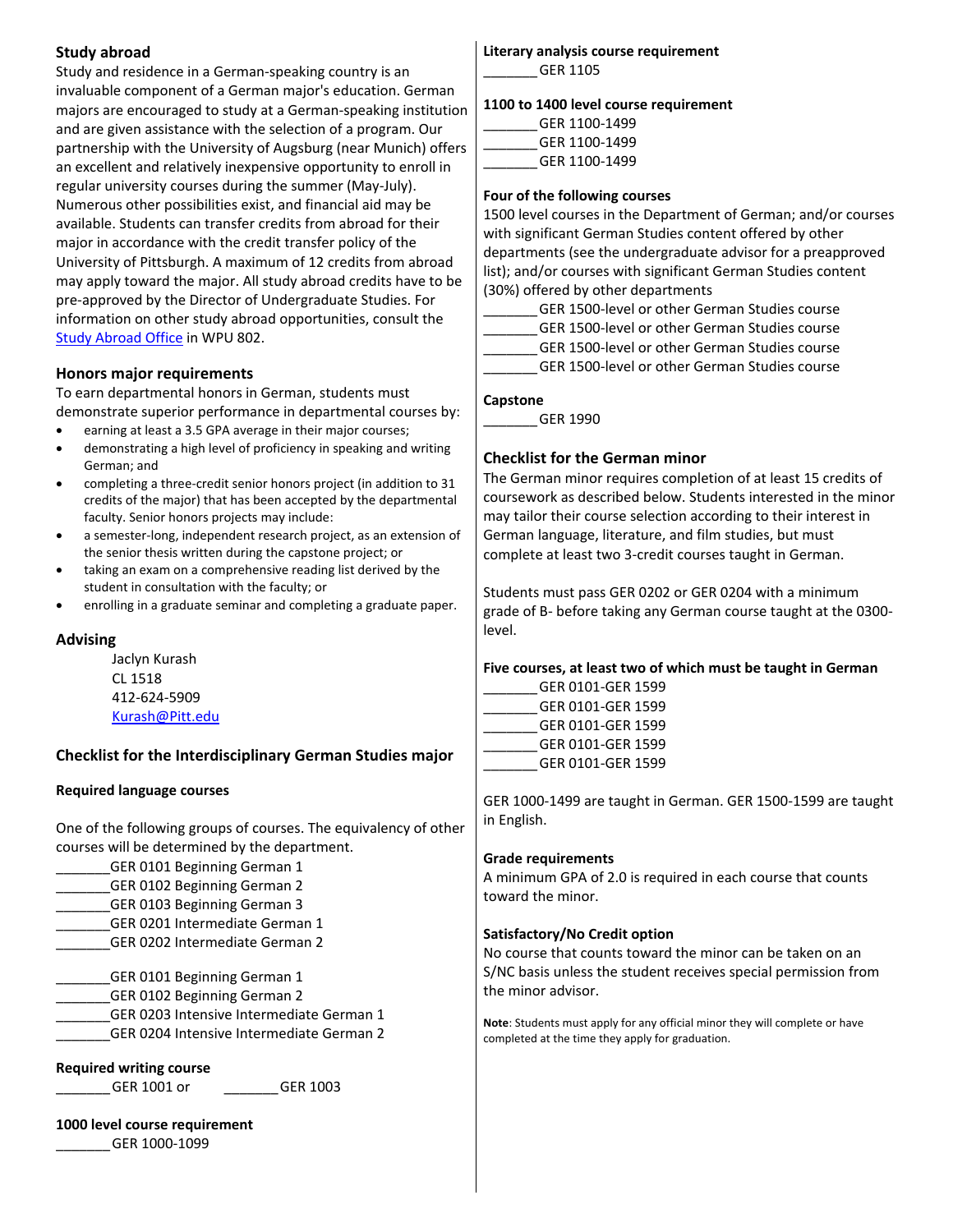## Study abroad

Study and residence in a German-speaking country is an invaluable component of a German major's education. German majors are encouraged to study at a German-speaking institution and are given assistance with the selection of a program. Our partnership with the University of Augsburg (near Munich) offers an excellent and relatively inexpensive opportunity to enroll in regular university courses during the summer (May-July). Numerous other possibilities exist, and financial aid may be available. Students can transfer credits from abroad for their major in accordance with the credit transfer policy of the University of Pittsburgh. A maximum of 12 credits from abroad may apply toward the major. All study abroad credits have to be pre-approved by the Director of Undergraduate Studies. For information on other study abroad opportunities, consult the Study Abroad Office in WPU 802.

## Honors major requirements

To earn departmental honors in German, students must demonstrate superior performance in departmental courses by:

- earning at least a 3.5 GPA average in their major courses;
- demonstrating a high level of proficiency in speaking and writing German; and
- completing a three-credit senior honors project (in addition to 31 credits of the major) that has been accepted by the departmental faculty. Senior honors projects may include:
- a semester-long, independent research project, as an extension of the senior thesis written during the capstone project; or
- taking an exam on a comprehensive reading list derived by the student in consultation with the faculty; or
- enrolling in a graduate seminar and completing a graduate paper.

## Advising

Jaclyn Kurash
CL 1518
412-624-5909
Kurash@Pitt.edu

## Checklist for the Interdisciplinary German Studies major

**Required language courses**

One of the following groups of courses. The equivalency of other courses will be determined by the department.

_______GER 0101 Beginning German 1
_______GER 0102 Beginning German 2
_______GER 0103 Beginning German 3
_______GER 0201 Intermediate German 1
_______GER 0202 Intermediate German 2

_______GER 0101 Beginning German 1
_______GER 0102 Beginning German 2
_______GER 0203 Intensive Intermediate German 1
_______GER 0204 Intensive Intermediate German 2

**Required writing course**

_______ GER 1001 or _______ GER 1003

**1000 level course requirement**

_______ GER 1000-1099

**Literary analysis course requirement**

_______ GER 1105

**1100 to 1400 level course requirement**

_______ GER 1100-1499
_______ GER 1100-1499
_______ GER 1100-1499

**Four of the following courses**

1500 level courses in the Department of German; and/or courses with significant German Studies content offered by other departments (see the undergraduate advisor for a preapproved list); and/or courses with significant German Studies content (30%) offered by other departments

_______ GER 1500-level or other German Studies course
_______ GER 1500-level or other German Studies course
_______ GER 1500-level or other German Studies course
_______ GER 1500-level or other German Studies course

**Capstone**

_______ GER 1990

## Checklist for the German minor

The German minor requires completion of at least 15 credits of coursework as described below. Students interested in the minor may tailor their course selection according to their interest in German language, literature, and film studies, but must complete at least two 3-credit courses taught in German.

Students must pass GER 0202 or GER 0204 with a minimum grade of B- before taking any German course taught at the 0300-level.

**Five courses, at least two of which must be taught in German**

_______ GER 0101-GER 1599
_______ GER 0101-GER 1599
_______ GER 0101-GER 1599
_______ GER 0101-GER 1599
_______ GER 0101-GER 1599

GER 1000-1499 are taught in German. GER 1500-1599 are taught in English.

**Grade requirements**

A minimum GPA of 2.0 is required in each course that counts toward the minor.

**Satisfactory/No Credit option**

No course that counts toward the minor can be taken on an S/NC basis unless the student receives special permission from the minor advisor.

**Note**: Students must apply for any official minor they will complete or have completed at the time they apply for graduation.